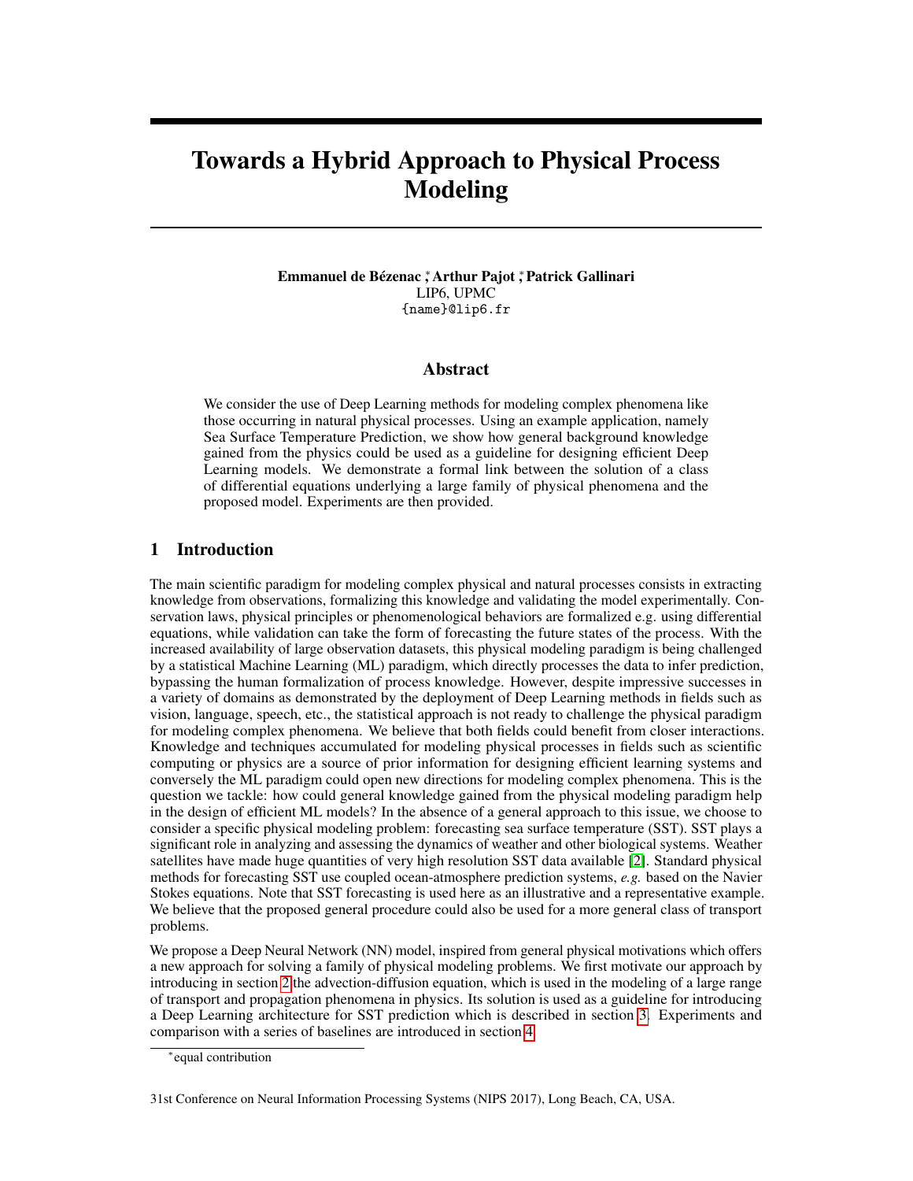# Towards a Hybrid Approach to Physical Process Modeling

**Emmanuel de Bézenac [*], Arthur Pajot [*], Patrick Gallinari**
LIP6, UPMC
{name}@lip6.fr

## Abstract

We consider the use of Deep Learning methods for modeling complex phenomena like those occurring in natural physical processes. Using an example application, namely Sea Surface Temperature Prediction, we show how general background knowledge gained from the physics could be used as a guideline for designing efficient Deep Learning models. We demonstrate a formal link between the solution of a class of differential equations underlying a large family of physical phenomena and the proposed model. Experiments are then provided.

## 1 Introduction

The main scientific paradigm for modeling complex physical and natural processes consists in extracting knowledge from observations, formalizing this knowledge and validating the model experimentally. Conservation laws, physical principles or phenomenological behaviors are formalized e.g. using differential equations, while validation can take the form of forecasting the future states of the process. With the increased availability of large observation datasets, this physical modeling paradigm is being challenged by a statistical Machine Learning (ML) paradigm, which directly processes the data to infer prediction, bypassing the human formalization of process knowledge. However, despite impressive successes in a variety of domains as demonstrated by the deployment of Deep Learning methods in fields such as vision, language, speech, etc., the statistical approach is not ready to challenge the physical paradigm for modeling complex phenomena. We believe that both fields could benefit from closer interactions. Knowledge and techniques accumulated for modeling physical processes in fields such as scientific computing or physics are a source of prior information for designing efficient learning systems and conversely the ML paradigm could open new directions for modeling complex phenomena. This is the question we tackle: how could general knowledge gained from the physical modeling paradigm help in the design of efficient ML models? In the absence of a general approach to this issue, we choose to consider a specific physical modeling problem: forecasting sea surface temperature (SST). SST plays a significant role in analyzing and assessing the dynamics of weather and other biological systems. Weather satellites have made huge quantities of very high resolution SST data available [2]. Standard physical methods for forecasting SST use coupled ocean-atmosphere prediction systems, *e.g.* based on the Navier Stokes equations. Note that SST forecasting is used here as an illustrative and a representative example. We believe that the proposed general procedure could also be used for a more general class of transport problems.

We propose a Deep Neural Network (NN) model, inspired from general physical motivations which offers a new approach for solving a family of physical modeling problems. We first motivate our approach by introducing in section 2 the advection-diffusion equation, which is used in the modeling of a large range of transport and propagation phenomena in physics. Its solution is used as a guideline for introducing a Deep Learning architecture for SST prediction which is described in section 3. Experiments and comparison with a series of baselines are introduced in section 4.

[*] equal contribution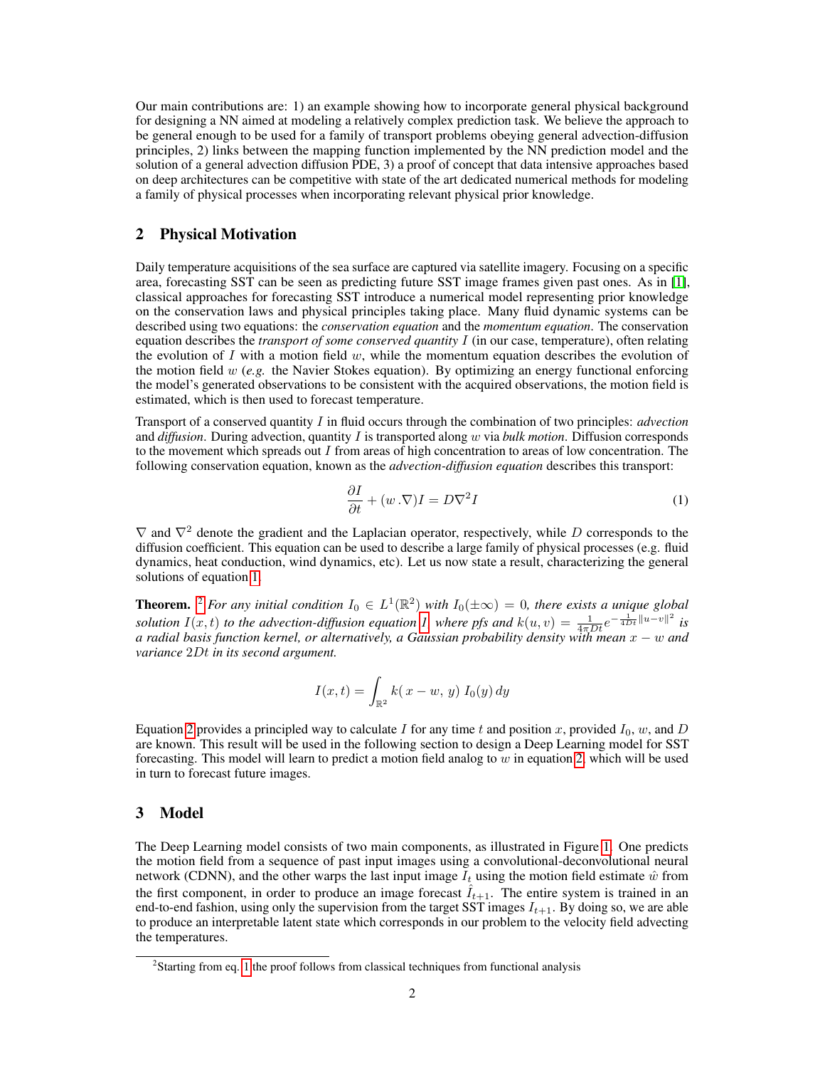Our main contributions are: 1) an example showing how to incorporate general physical background for designing a NN aimed at modeling a relatively complex prediction task. We believe the approach to be general enough to be used for a family of transport problems obeying general advection-diffusion principles, 2) links between the mapping function implemented by the NN prediction model and the solution of a general advection diffusion PDE, 3) a proof of concept that data intensive approaches based on deep architectures can be competitive with state of the art dedicated numerical methods for modeling a family of physical processes when incorporating relevant physical prior knowledge.

## 2 Physical Motivation

Daily temperature acquisitions of the sea surface are captured via satellite imagery. Focusing on a specific area, forecasting SST can be seen as predicting future SST image frames given past ones. As in [1], classical approaches for forecasting SST introduce a numerical model representing prior knowledge on the conservation laws and physical principles taking place. Many fluid dynamic systems can be described using two equations: the *conservation equation* and the *momentum equation*. The conservation equation describes the *transport of some conserved quantity* $I$ (in our case, temperature), often relating the evolution of $I$ with a motion field $w$, while the momentum equation describes the evolution of the motion field $w$ (*e.g.* the Navier Stokes equation). By optimizing an energy functional enforcing the model's generated observations to be consistent with the acquired observations, the motion field is estimated, which is then used to forecast temperature.

Transport of a conserved quantity $I$ in fluid occurs through the combination of two principles: *advection* and *diffusion*. During advection, quantity $I$ is transported along $w$ via *bulk motion*. Diffusion corresponds to the movement which spreads out $I$ from areas of high concentration to areas of low concentration. The following conservation equation, known as the *advection-diffusion equation* describes this transport:

$$\frac{\partial I}{\partial t} + (w\,.\nabla)I = D\nabla^2 I \tag{1}$$

$\nabla$ and $\nabla^2$ denote the gradient and the Laplacian operator, respectively, while $D$ corresponds to the diffusion coefficient. This equation can be used to describe a large family of physical processes (e.g. fluid dynamics, heat conduction, wind dynamics, etc). Let us now state a result, characterizing the general solutions of equation 1.

**Theorem.** [2] *For any initial condition $I_0 \in L^1(\mathbb{R}^2)$ with $I_0(\pm\infty) = 0$, there exists a unique global solution $I(x,t)$ to the advection-diffusion equation 1, where pfs and $k(u,v) = \frac{1}{4\pi Dt}e^{-\frac{1}{4Dt}\|u-v\|^2}$ is a radial basis function kernel, or alternatively, a Gaussian probability density with mean $x - w$ and variance $2Dt$ in its second argument.*

$$I(x,t) = \int_{\mathbb{R}^2} k(\,x - w,\, y)\; I_0(y)\, dy$$

Equation 2 provides a principled way to calculate $I$ for any time $t$ and position $x$, provided $I_0$, $w$, and $D$ are known. This result will be used in the following section to design a Deep Learning model for SST forecasting. This model will learn to predict a motion field analog to $w$ in equation 2, which will be used in turn to forecast future images.

## 3 Model

The Deep Learning model consists of two main components, as illustrated in Figure 1. One predicts the motion field from a sequence of past input images using a convolutional-deconvolutional neural network (CDNN), and the other warps the last input image $I_t$ using the motion field estimate $\hat{w}$ from the first component, in order to produce an image forecast $\hat{I}_{t+1}$. The entire system is trained in an end-to-end fashion, using only the supervision from the target SST images $I_{t+1}$. By doing so, we are able to produce an interpretable latent state which corresponds in our problem to the velocity field advecting the temperatures.

[2] Starting from eq. 1 the proof follows from classical techniques from functional analysis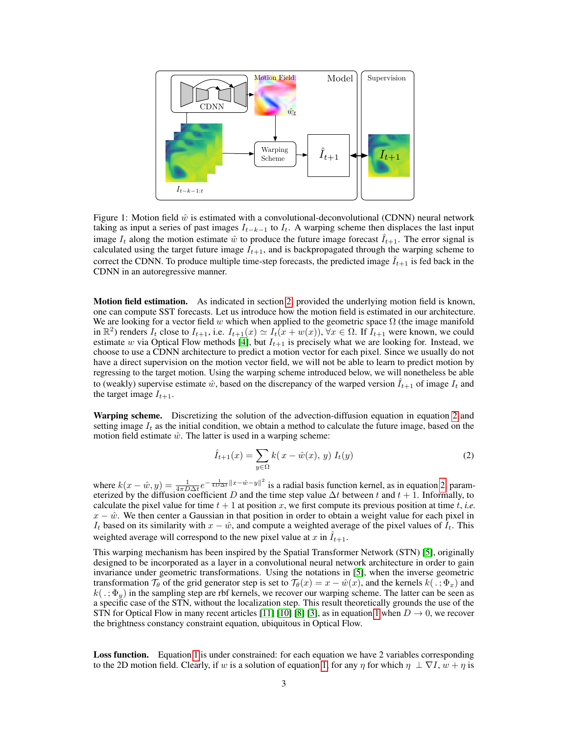Figure 1: Motion field $\hat{w}$ is estimated with a convolutional-deconvolutional (CDNN) neural network taking as input a series of past images $I_{t-k-1}$ to $I_t$. A warping scheme then displaces the last input image $I_t$ along the motion estimate $\hat{w}$ to produce the future image forecast $\hat{I}_{t+1}$. The error signal is calculated using the target future image $I_{t+1}$, and is backpropagated through the warping scheme to correct the CDNN. To produce multiple time-step forecasts, the predicted image $\hat{I}_{t+1}$ is fed back in the CDNN in an autoregressive manner.

**Motion field estimation.** As indicated in section 2, provided the underlying motion field is known, one can compute SST forecasts. Let us introduce how the motion field is estimated in our architecture. We are looking for a vector field $w$ which when applied to the geometric space $\Omega$ (the image manifold in $\mathbb{R}^2$) renders $I_t$ close to $I_{t+1}$, i.e. $I_{t+1}(x) \simeq I_t(x + w(x)), \forall x \in \Omega$. If $I_{t+1}$ were known, we could estimate $w$ via Optical Flow methods [4], but $I_{t+1}$ is precisely what we are looking for. Instead, we choose to use a CDNN architecture to predict a motion vector for each pixel. Since we usually do not have a direct supervision on the motion vector field, we will not be able to learn to predict motion by regressing to the target motion. Using the warping scheme introduced below, we will nonetheless be able to (weakly) supervise estimate $\hat{w}$, based on the discrepancy of the warped version $\hat{I}_{t+1}$ of image $I_t$ and the target image $I_{t+1}$.

**Warping scheme.** Discretizing the solution of the advection-diffusion equation in equation 2 and setting image $I_t$ as the initial condition, we obtain a method to calculate the future image, based on the motion field estimate $\hat{w}$. The latter is used in a warping scheme:

$$\hat{I}_{t+1}(x) = \sum_{y \in \Omega} k(\, x - \hat{w}(x),\, y)\; I_t(y) \tag{2}$$

where $k(x - \hat{w}, y) = \frac{1}{4\pi D \Delta t} e^{-\frac{1}{4D\Delta t}\|x - \hat{w} - y\|^2}$ is a radial basis function kernel, as in equation 2, parameterized by the diffusion coefficient $D$ and the time step value $\Delta t$ between $t$ and $t+1$. Informally, to calculate the pixel value for time $t+1$ at position $x$, we first compute its previous position at time $t$, *i.e.* $x - \hat{w}$. We then center a Gaussian in that position in order to obtain a weight value for each pixel in $I_t$ based on its similarity with $x - \hat{w}$, and compute a weighted average of the pixel values of $I_t$. This weighted average will correspond to the new pixel value at $x$ in $\hat{I}_{t+1}$.

This warping mechanism has been inspired by the Spatial Transformer Network (STN) [5], originally designed to be incorporated as a layer in a convolutional neural network architecture in order to gain invariance under geometric transformations. Using the notations in [5], when the inverse geometric transformation $\mathcal{T}_\theta$ of the grid generator step is set to $\mathcal{T}_\theta(x) = x - \hat{w}(x)$, and the kernels $k(\,.\,;\Phi_x)$ and $k(\,.\,;\Phi_y)$ in the sampling step are rbf kernels, we recover our warping scheme. The latter can be seen as a specific case of the STN, without the localization step. This result theoretically grounds the use of the STN for Optical Flow in many recent articles [11] [10] [8] [3], as in equation 1 when $D \to 0$, we recover the brightness constancy constraint equation, ubiquitous in Optical Flow.

**Loss function.** Equation 1 is under constrained: for each equation we have 2 variables corresponding to the 2D motion field. Clearly, if $w$ is a solution of equation 1, for any $\eta$ for which $\eta \perp \nabla I$, $w + \eta$ is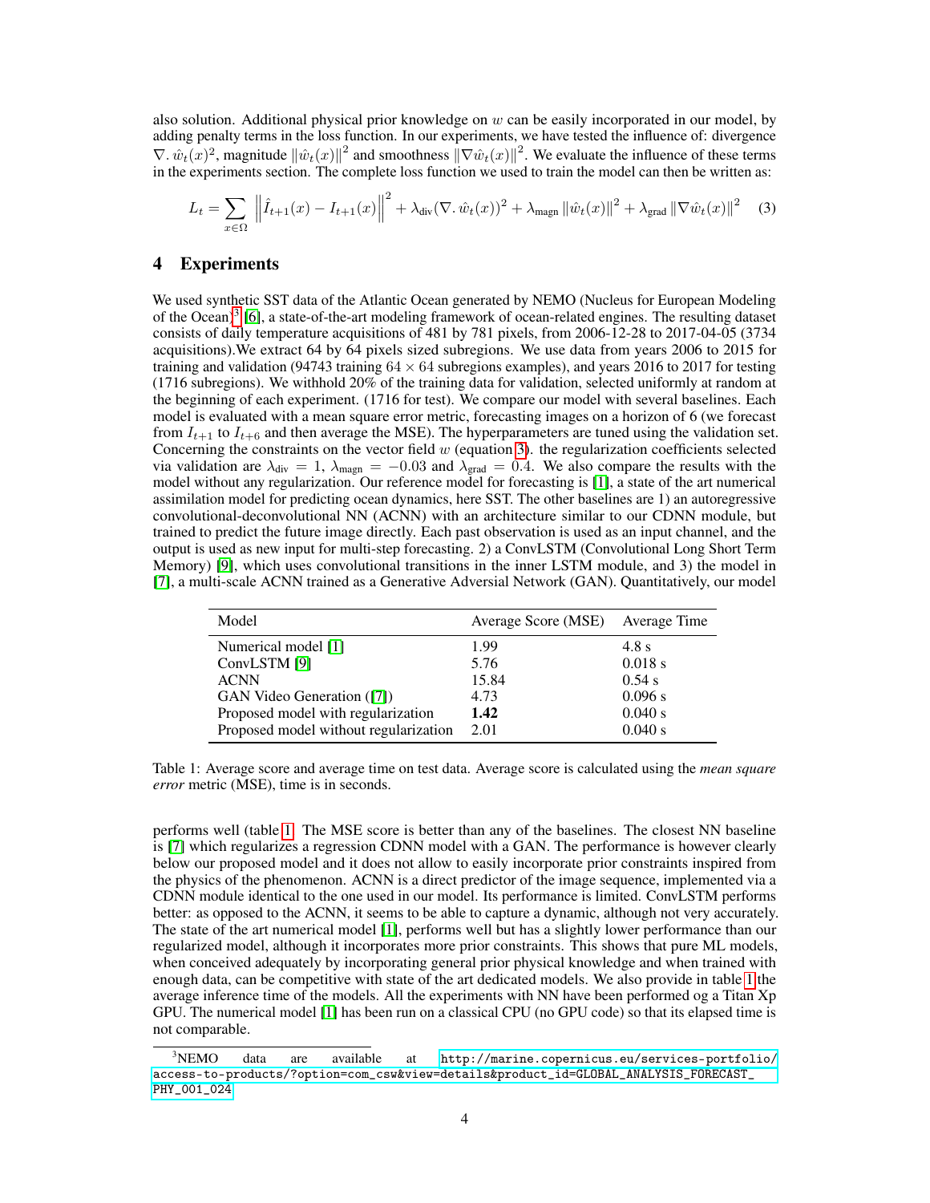also solution. Additional physical prior knowledge on $w$ can be easily incorporated in our model, by adding penalty terms in the loss function. In our experiments, we have tested the influence of: divergence $\nabla . \hat{w}_t(x)^2$, magnitude $\|\hat{w}_t(x)\|^2$ and smoothness $\|\nabla \hat{w}_t(x)\|^2$. We evaluate the influence of these terms in the experiments section. The complete loss function we used to train the model can then be written as:

$$L_t = \sum_{x \in \Omega} \left\| \hat{I}_{t+1}(x) - I_{t+1}(x) \right\|^2 + \lambda_{\text{div}} (\nabla . \hat{w}_t(x))^2 + \lambda_{\text{magn}} \|\hat{w}_t(x)\|^2 + \lambda_{\text{grad}} \|\nabla \hat{w}_t(x)\|^2 \quad (3)$$

# 4 Experiments

We used synthetic SST data of the Atlantic Ocean generated by NEMO (Nucleus for European Modeling of the Ocean)[3] [6], a state-of-the-art modeling framework of ocean-related engines. The resulting dataset consists of daily temperature acquisitions of 481 by 781 pixels, from 2006-12-28 to 2017-04-05 (3734 acquisitions).We extract 64 by 64 pixels sized subregions. We use data from years 2006 to 2015 for training and validation (94743 training $64 \times 64$ subregions examples), and years 2016 to 2017 for testing (1716 subregions). We withhold 20% of the training data for validation, selected uniformly at random at the beginning of each experiment. (1716 for test). We compare our model with several baselines. Each model is evaluated with a mean square error metric, forecasting images on a horizon of 6 (we forecast from $I_{t+1}$ to $I_{t+6}$ and then average the MSE). The hyperparameters are tuned using the validation set. Concerning the constraints on the vector field $w$ (equation 3). the regularization coefficients selected via validation are $\lambda_{\text{div}} = 1$, $\lambda_{\text{magn}} = -0.03$ and $\lambda_{\text{grad}} = 0.4$. We also compare the results with the model without any regularization. Our reference model for forecasting is [1], a state of the art numerical assimilation model for predicting ocean dynamics, here SST. The other baselines are 1) an autoregressive convolutional-deconvolutional NN (ACNN) with an architecture similar to our CDNN module, but trained to predict the future image directly. Each past observation is used as an input channel, and the output is used as new input for multi-step forecasting. 2) a ConvLSTM (Convolutional Long Short Term Memory) [9], which uses convolutional transitions in the inner LSTM module, and 3) the model in [7], a multi-scale ACNN trained as a Generative Adversial Network (GAN). Quantitatively, our model

| Model | Average Score (MSE) | Average Time |
|---|---|---|
| Numerical model [1] | 1.99 | 4.8 s |
| ConvLSTM [9] | 5.76 | 0.018 s |
| ACNN | 15.84 | 0.54 s |
| GAN Video Generation ([7]) | 4.73 | 0.096 s |
| Proposed model with regularization | **1.42** | 0.040 s |
| Proposed model without regularization | 2.01 | 0.040 s |

Table 1: Average score and average time on test data. Average score is calculated using the *mean square error* metric (MSE), time is in seconds.

performs well (table 1. The MSE score is better than any of the baselines. The closest NN baseline is [7] which regularizes a regression CDNN model with a GAN. The performance is however clearly below our proposed model and it does not allow to easily incorporate prior constraints inspired from the physics of the phenomenon. ACNN is a direct predictor of the image sequence, implemented via a CDNN module identical to the one used in our model. Its performance is limited. ConvLSTM performs better: as opposed to the ACNN, it seems to be able to capture a dynamic, although not very accurately. The state of the art numerical model [1], performs well but has a slightly lower performance than our regularized model, although it incorporates more prior constraints. This shows that pure ML models, when conceived adequately by incorporating general prior physical knowledge and when trained with enough data, can be competitive with state of the art dedicated models. We also provide in table 1 the average inference time of the models. All the experiments with NN have been performed og a Titan Xp GPU. The numerical model [1] has been run on a classical CPU (no GPU code) so that its elapsed time is not comparable.

[3] NEMO data are available at http://marine.copernicus.eu/services-portfolio/access-to-products/?option=com_csw&view=details&product_id=GLOBAL_ANALYSIS_FORECAST_PHY_001_024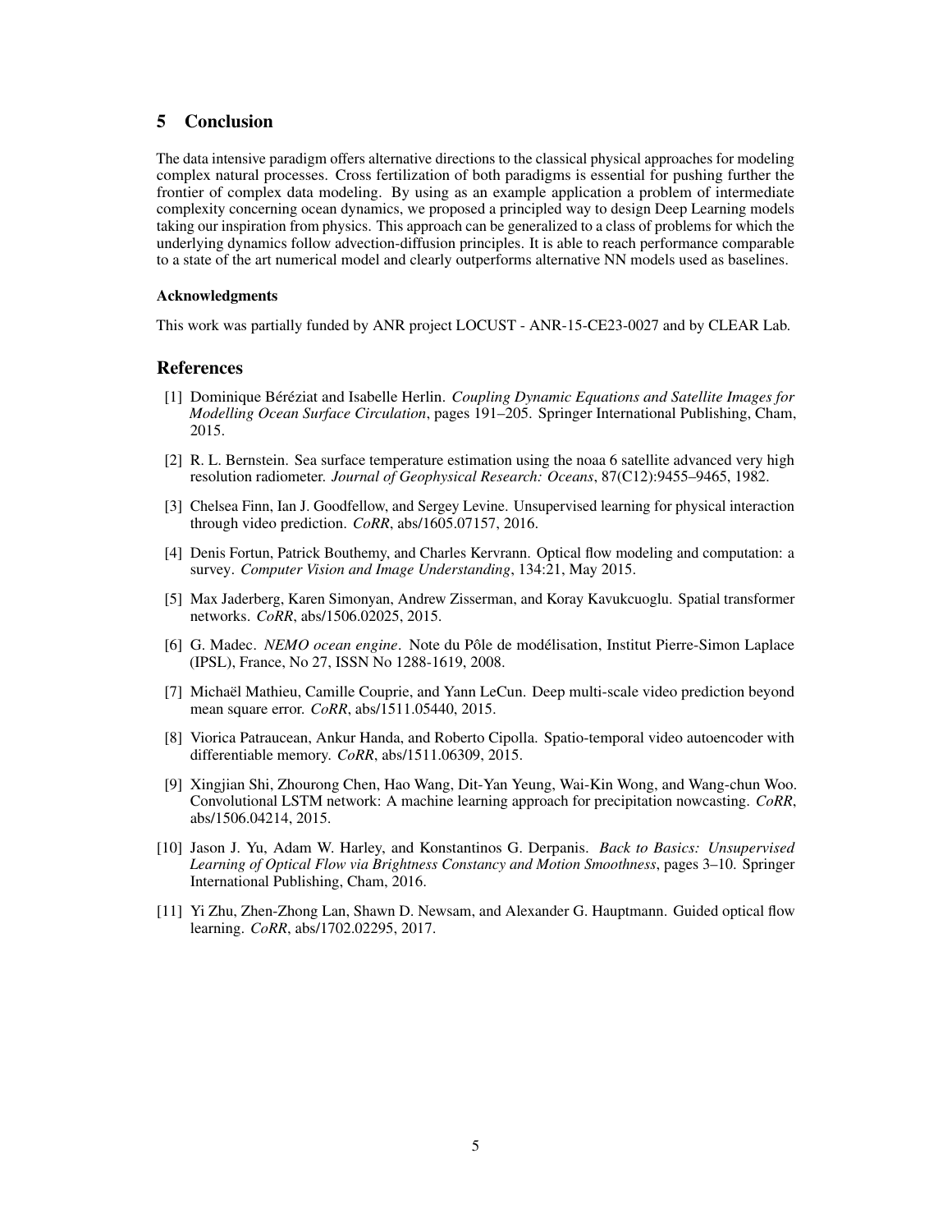## 5 Conclusion

The data intensive paradigm offers alternative directions to the classical physical approaches for modeling complex natural processes. Cross fertilization of both paradigms is essential for pushing further the frontier of complex data modeling. By using as an example application a problem of intermediate complexity concerning ocean dynamics, we proposed a principled way to design Deep Learning models taking our inspiration from physics. This approach can be generalized to a class of problems for which the underlying dynamics follow advection-diffusion principles. It is able to reach performance comparable to a state of the art numerical model and clearly outperforms alternative NN models used as baselines.

#### Acknowledgments

This work was partially funded by ANR project LOCUST - ANR-15-CE23-0027 and by CLEAR Lab.

## References

[1] Dominique Béréziat and Isabelle Herlin. *Coupling Dynamic Equations and Satellite Images for Modelling Ocean Surface Circulation*, pages 191–205. Springer International Publishing, Cham, 2015.

[2] R. L. Bernstein. Sea surface temperature estimation using the noaa 6 satellite advanced very high resolution radiometer. *Journal of Geophysical Research: Oceans*, 87(C12):9455–9465, 1982.

[3] Chelsea Finn, Ian J. Goodfellow, and Sergey Levine. Unsupervised learning for physical interaction through video prediction. *CoRR*, abs/1605.07157, 2016.

[4] Denis Fortun, Patrick Bouthemy, and Charles Kervrann. Optical flow modeling and computation: a survey. *Computer Vision and Image Understanding*, 134:21, May 2015.

[5] Max Jaderberg, Karen Simonyan, Andrew Zisserman, and Koray Kavukcuoglu. Spatial transformer networks. *CoRR*, abs/1506.02025, 2015.

[6] G. Madec. *NEMO ocean engine*. Note du Pôle de modélisation, Institut Pierre-Simon Laplace (IPSL), France, No 27, ISSN No 1288-1619, 2008.

[7] Michaël Mathieu, Camille Couprie, and Yann LeCun. Deep multi-scale video prediction beyond mean square error. *CoRR*, abs/1511.05440, 2015.

[8] Viorica Patraucean, Ankur Handa, and Roberto Cipolla. Spatio-temporal video autoencoder with differentiable memory. *CoRR*, abs/1511.06309, 2015.

[9] Xingjian Shi, Zhourong Chen, Hao Wang, Dit-Yan Yeung, Wai-Kin Wong, and Wang-chun Woo. Convolutional LSTM network: A machine learning approach for precipitation nowcasting. *CoRR*, abs/1506.04214, 2015.

[10] Jason J. Yu, Adam W. Harley, and Konstantinos G. Derpanis. *Back to Basics: Unsupervised Learning of Optical Flow via Brightness Constancy and Motion Smoothness*, pages 3–10. Springer International Publishing, Cham, 2016.

[11] Yi Zhu, Zhen-Zhong Lan, Shawn D. Newsam, and Alexander G. Hauptmann. Guided optical flow learning. *CoRR*, abs/1702.02295, 2017.